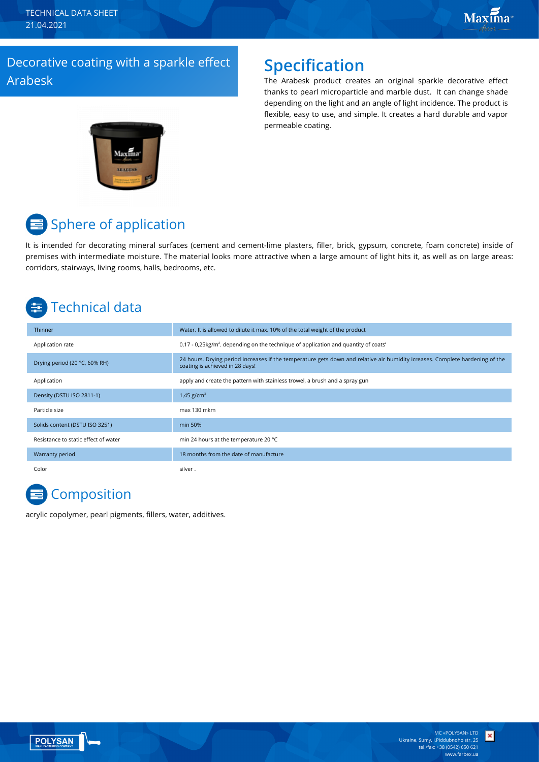TECHNICAL DATA SHEET
21.04.2021

# Decorative coating with a sparkle effect Arabesk

## Specification

The Arabesk product creates an original sparkle decorative effect thanks to pearl microparticle and marble dust. It can change shade depending on the light and an angle of light incidence. The product is flexible, easy to use, and simple. It creates a hard durable and vapor permeable coating.

## Sphere of application

It is intended for decorating mineral surfaces (cement and cement-lime plasters, filler, brick, gypsum, concrete, foam concrete) inside of premises with intermediate moisture. The material looks more attractive when a large amount of light hits it, as well as on large areas: corridors, stairways, living rooms, halls, bedrooms, etc.

## Technical data

| | |
|---|---|
| Thinner | Water. It is allowed to dilute it max. 10% of the total weight of the product |
| Application rate | 0,17 - 0,25kg/m$^2$. depending on the technique of application and quantity of coats' |
| Drying period (20 °C, 60% RH) | 24 hours. Drying period increases if the temperature gets down and relative air humidity icreases. Complete hardening of the coating is achieved in 28 days! |
| Application | apply and create the pattern with stainless trowel, a brush and a spray gun |
| Density (DSTU ISO 2811-1) | 1,45 g/cm$^3$ |
| Particle size | max 130 mkm |
| Solids content (DSTU ISO 3251) | min 50% |
| Resistance to static effect of water | min 24 hours at the temperature 20 °C |
| Warranty period | 18 months from the date of manufacture |
| Color | silver . |

## Composition

acrylic copolymer, pearl pigments, fillers, water, additives.

MC «POLYSAN» LTD
Ukraine, Sumy, I.Piddubnoho str. 25
tel./fax: +38 (0542) 650 621
www.farbex.ua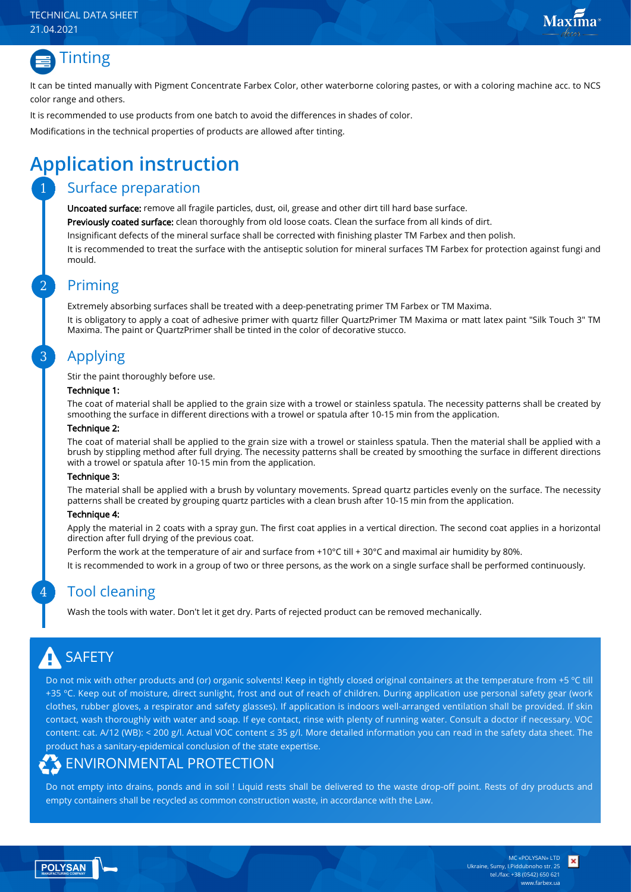## Tinting

It can be tinted manually with Pigment Concentrate Farbex Color, other waterborne coloring pastes, or with a coloring machine acc. to NCS color range and others.

It is recommended to use products from one batch to avoid the differences in shades of color.

Modifications in the technical properties of products are allowed after tinting.

# Application instruction

## 1 Surface preparation

**Uncoated surface:** remove all fragile particles, dust, oil, grease and other dirt till hard base surface.

**Previously coated surface:** clean thoroughly from old loose coats. Clean the surface from all kinds of dirt.

Insignificant defects of the mineral surface shall be corrected with finishing plaster TM Farbex and then polish.

It is recommended to treat the surface with the antiseptic solution for mineral surfaces TM Farbex for protection against fungi and mould.

## 2 Priming

Extremely absorbing surfaces shall be treated with a deep-penetrating primer TM Farbex or TM Maxima.

It is obligatory to apply a coat of adhesive primer with quartz filler QuartzPrimer TM Maxima or matt latex paint "Silk Touch 3" TM Maxima. The paint or QuartzPrimer shall be tinted in the color of decorative stucco.

## 3 Applying

Stir the paint thoroughly before use.

**Technique 1:**

The coat of material shall be applied to the grain size with a trowel or stainless spatula. The necessity patterns shall be created by smoothing the surface in different directions with a trowel or spatula after 10-15 min from the application.

**Technique 2:**

The coat of material shall be applied to the grain size with a trowel or stainless spatula. Then the material shall be applied with a brush by stippling method after full drying. The necessity patterns shall be created by smoothing the surface in different directions with a trowel or spatula after 10-15 min from the application.

**Technique 3:**

The material shall be applied with a brush by voluntary movements. Spread quartz particles evenly on the surface. The necessity patterns shall be created by grouping quartz particles with a clean brush after 10-15 min from the application.

**Technique 4:**

Apply the material in 2 coats with a spray gun. The first coat applies in a vertical direction. The second coat applies in a horizontal direction after full drying of the previous coat.

Perform the work at the temperature of air and surface from +10°C till + 30°C and maximal air humidity by 80%.

It is recommended to work in a group of two or three persons, as the work on a single surface shall be performed continuously.

## 4 Tool cleaning

Wash the tools with water. Don't let it get dry. Parts of rejected product can be removed mechanically.

## SAFETY

Do not mix with other products and (or) organic solvents! Keep in tightly closed original containers at the temperature from +5 °C till +35 °C. Keep out of moisture, direct sunlight, frost and out of reach of children. During application use personal safety gear (work clothes, rubber gloves, a respirator and safety glasses). If application is indoors well-arranged ventilation shall be provided. If skin contact, wash thoroughly with water and soap. If eye contact, rinse with plenty of running water. Consult a doctor if necessary. VOC content: cat. A/12 (WB): < 200 g/l. Actual VOC content ≤ 35 g/l. More detailed information you can read in the safety data sheet. The product has a sanitary-epidemical conclusion of the state expertise.

## ENVIRONMENTAL PROTECTION

Do not empty into drains, ponds and in soil ! Liquid rests shall be delivered to the waste drop-off point. Rests of dry products and empty containers shall be recycled as common construction waste, in accordance with the Law.